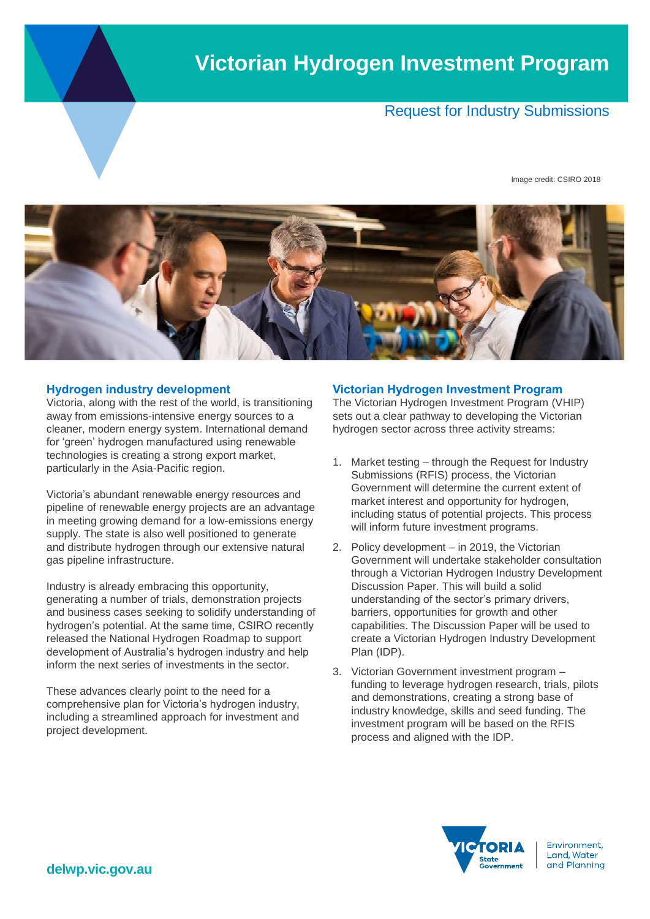# Victorian Hydrogen Investment Program

Request for Industry Submissions

Image credit: CSIRO 2018

## Hydrogen industry development

Victoria, along with the rest of the world, is transitioning away from emissions-intensive energy sources to a cleaner, modern energy system. International demand for 'green' hydrogen manufactured using renewable technologies is creating a strong export market, particularly in the Asia-Pacific region.

Victoria's abundant renewable energy resources and pipeline of renewable energy projects are an advantage in meeting growing demand for a low-emissions energy supply. The state is also well positioned to generate and distribute hydrogen through our extensive natural gas pipeline infrastructure.

Industry is already embracing this opportunity, generating a number of trials, demonstration projects and business cases seeking to solidify understanding of hydrogen's potential. At the same time, CSIRO recently released the National Hydrogen Roadmap to support development of Australia's hydrogen industry and help inform the next series of investments in the sector.

These advances clearly point to the need for a comprehensive plan for Victoria's hydrogen industry, including a streamlined approach for investment and project development.

## Victorian Hydrogen Investment Program

The Victorian Hydrogen Investment Program (VHIP) sets out a clear pathway to developing the Victorian hydrogen sector across three activity streams:

1. Market testing – through the Request for Industry Submissions (RFIS) process, the Victorian Government will determine the current extent of market interest and opportunity for hydrogen, including status of potential projects. This process will inform future investment programs.
2. Policy development – in 2019, the Victorian Government will undertake stakeholder consultation through a Victorian Hydrogen Industry Development Discussion Paper. This will build a solid understanding of the sector's primary drivers, barriers, opportunities for growth and other capabilities. The Discussion Paper will be used to create a Victorian Hydrogen Industry Development Plan (IDP).
3. Victorian Government investment program – funding to leverage hydrogen research, trials, pilots and demonstrations, creating a strong base of industry knowledge, skills and seed funding. The investment program will be based on the RFIS process and aligned with the IDP.

delwp.vic.gov.au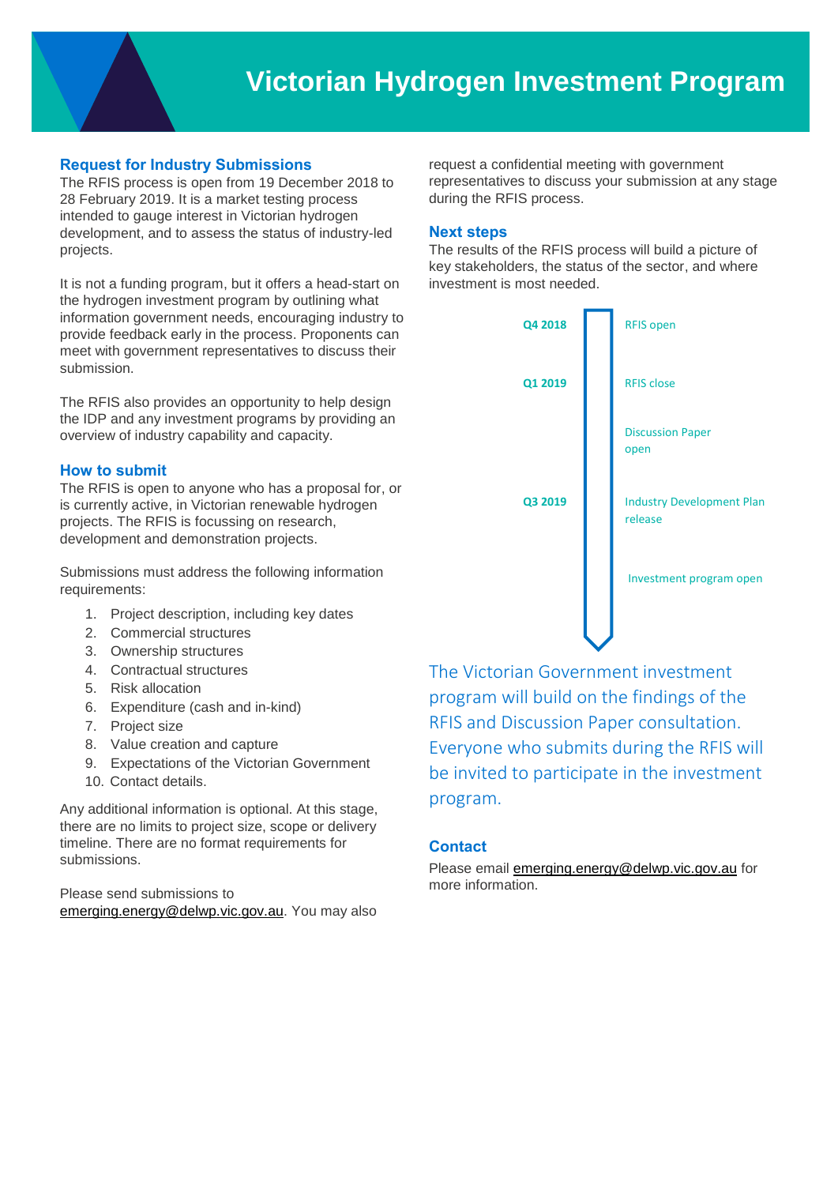# Victorian Hydrogen Investment Program

## Request for Industry Submissions

The RFIS process is open from 19 December 2018 to 28 February 2019. It is a market testing process intended to gauge interest in Victorian hydrogen development, and to assess the status of industry-led projects.

It is not a funding program, but it offers a head-start on the hydrogen investment program by outlining what information government needs, encouraging industry to provide feedback early in the process. Proponents can meet with government representatives to discuss their submission.

The RFIS also provides an opportunity to help design the IDP and any investment programs by providing an overview of industry capability and capacity.

## How to submit

The RFIS is open to anyone who has a proposal for, or is currently active, in Victorian renewable hydrogen projects. The RFIS is focussing on research, development and demonstration projects.

Submissions must address the following information requirements:

1. Project description, including key dates
2. Commercial structures
3. Ownership structures
4. Contractual structures
5. Risk allocation
6. Expenditure (cash and in-kind)
7. Project size
8. Value creation and capture
9. Expectations of the Victorian Government
10. Contact details.

Any additional information is optional. At this stage, there are no limits to project size, scope or delivery timeline. There are no format requirements for submissions.

Please send submissions to emerging.energy@delwp.vic.gov.au. You may also request a confidential meeting with government representatives to discuss your submission at any stage during the RFIS process.

## Next steps

The results of the RFIS process will build a picture of key stakeholders, the status of the sector, and where investment is most needed.

- **Q4 2018** – RFIS open
- **Q1 2019** – RFIS close
- Discussion Paper open
- **Q3 2019** – Industry Development Plan release
- Investment program open

The Victorian Government investment program will build on the findings of the RFIS and Discussion Paper consultation. Everyone who submits during the RFIS will be invited to participate in the investment program.

## Contact

Please email emerging.energy@delwp.vic.gov.au for more information.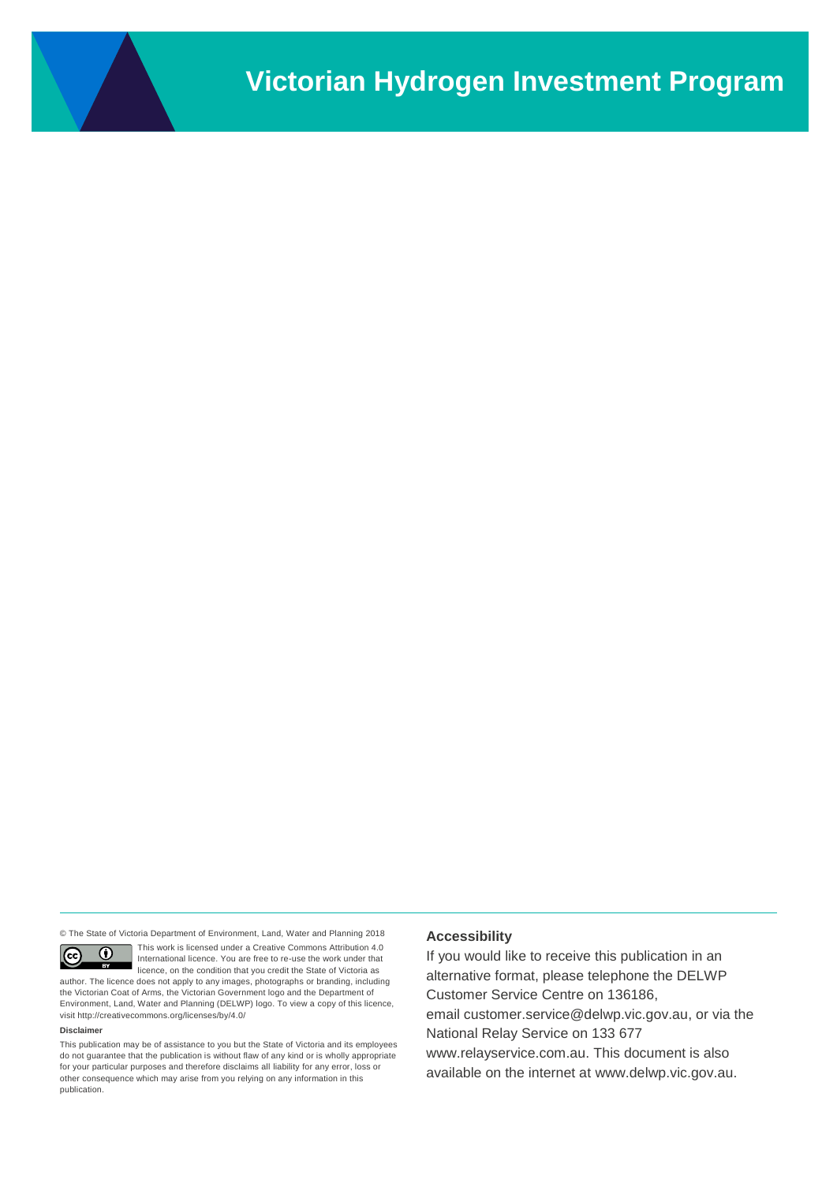# Victorian Hydrogen Investment Program

© The State of Victoria Department of Environment, Land, Water and Planning 2018

This work is licensed under a Creative Commons Attribution 4.0 International licence. You are free to re-use the work under that licence, on the condition that you credit the State of Victoria as author. The licence does not apply to any images, photographs or branding, including the Victorian Coat of Arms, the Victorian Government logo and the Department of Environment, Land, Water and Planning (DELWP) logo. To view a copy of this licence, visit http://creativecommons.org/licenses/by/4.0/

**Disclaimer**

This publication may be of assistance to you but the State of Victoria and its employees do not guarantee that the publication is without flaw of any kind or is wholly appropriate for your particular purposes and therefore disclaims all liability for any error, loss or other consequence which may arise from you relying on any information in this publication.

**Accessibility**

If you would like to receive this publication in an alternative format, please telephone the DELWP Customer Service Centre on 136186, email customer.service@delwp.vic.gov.au, or via the National Relay Service on 133 677 www.relayservice.com.au. This document is also available on the internet at www.delwp.vic.gov.au.